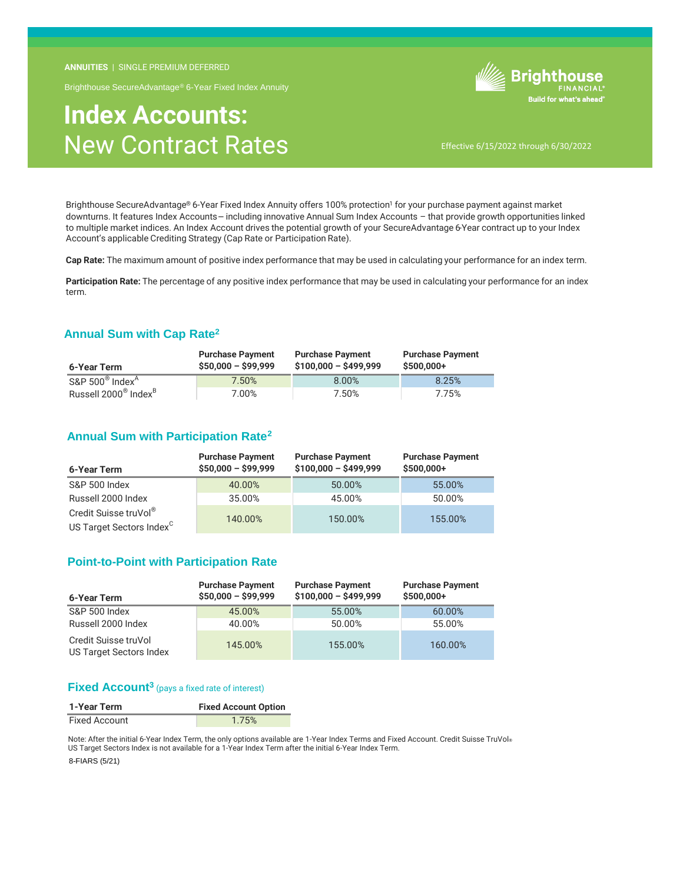**ANNUITIES** | SINGLE PREMIUM DEFERRED

Brighthouse SecureAdvantage® 6-Year Fixed Index Annuity

# Index Accounts: New Contract Rates

Brighthouse FINANCIAL® Build for what's ahead®

Effective 6/15/2022 through 6/30/2022

Brighthouse SecureAdvantage® 6-Year Fixed Index Annuity offers 100% protection[1] for your purchase payment against market downturns. It features Index Accounts – including innovative Annual Sum Index Accounts – that provide growth opportunities linked to multiple market indices. An Index Account drives the potential growth of your SecureAdvantage 6-Year contract up to your Index Account's applicable Crediting Strategy (Cap Rate or Participation Rate).

**Cap Rate:** The maximum amount of positive index performance that may be used in calculating your performance for an index term.

**Participation Rate:** The percentage of any positive index performance that may be used in calculating your performance for an index term.

## Annual Sum with Cap Rate[2]

| 6-Year Term | Purchase Payment $50,000 – $99,999 | Purchase Payment $100,000 – $499,999 | Purchase Payment $500,000+ |
|---|---|---|---|
| S&P 500® Index[A] | 7.50% | 8.00% | 8.25% |
| Russell 2000® Index[B] | 7.00% | 7.50% | 7.75% |

## Annual Sum with Participation Rate[2]

| 6-Year Term | Purchase Payment $50,000 – $99,999 | Purchase Payment $100,000 – $499,999 | Purchase Payment $500,000+ |
|---|---|---|---|
| S&P 500 Index | 40.00% | 50.00% | 55.00% |
| Russell 2000 Index | 35.00% | 45.00% | 50.00% |
| Credit Suisse truVol® US Target Sectors Index[C] | 140.00% | 150.00% | 155.00% |

## Point-to-Point with Participation Rate

| 6-Year Term | Purchase Payment $50,000 – $99,999 | Purchase Payment $100,000 – $499,999 | Purchase Payment $500,000+ |
|---|---|---|---|
| S&P 500 Index | 45.00% | 55.00% | 60.00% |
| Russell 2000 Index | 40.00% | 50.00% | 55.00% |
| Credit Suisse truVol US Target Sectors Index | 145.00% | 155.00% | 160.00% |

## Fixed Account[3] (pays a fixed rate of interest)

| 1-Year Term | Fixed Account Option |
|---|---|
| Fixed Account | 1.75% |

Note: After the initial 6-Year Index Term, the only options available are 1-Year Index Terms and Fixed Account. Credit Suisse TruVol® US Target Sectors Index is not available for a 1-Year Index Term after the initial 6-Year Index Term.

8-FIARS (5/21)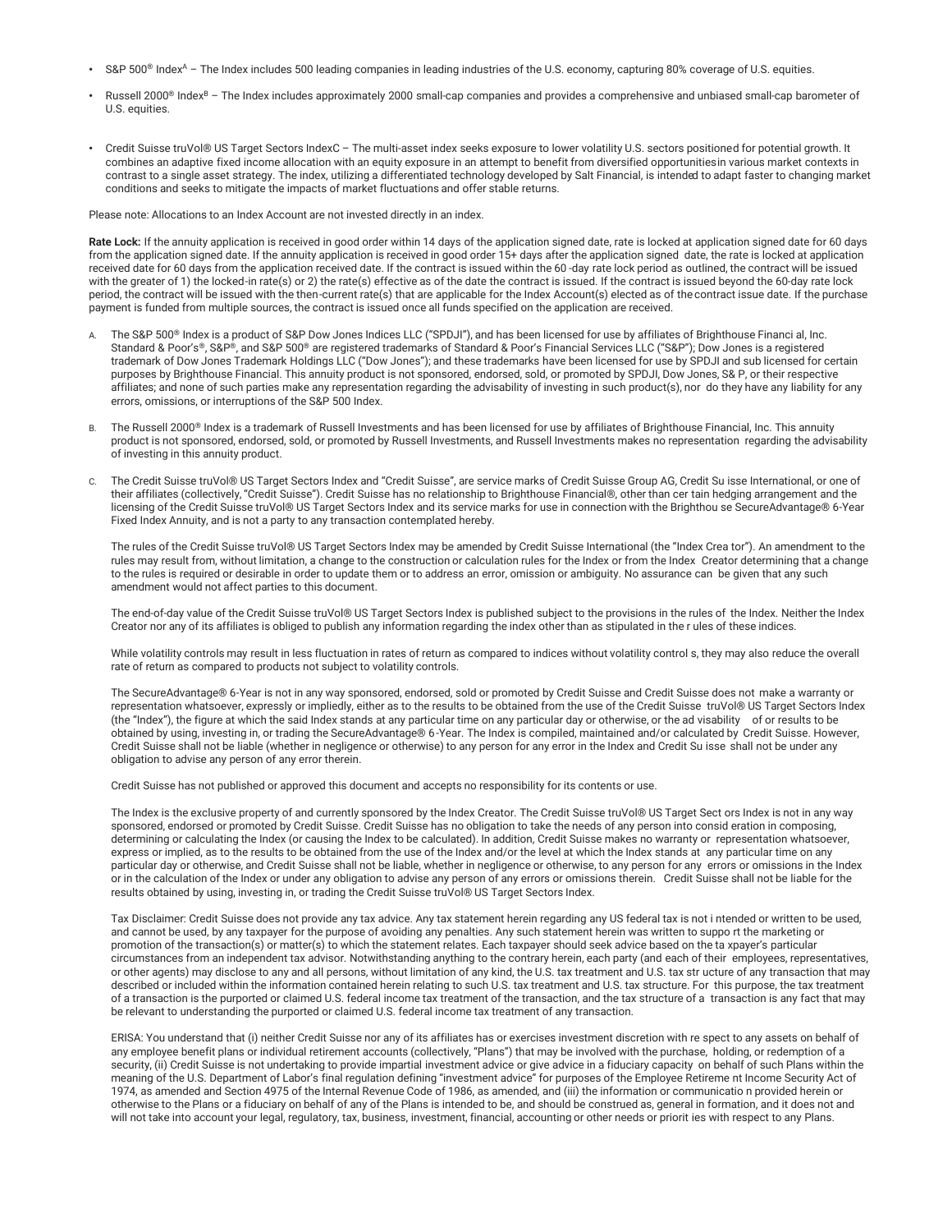- S&P 500® Index[A] – The Index includes 500 leading companies in leading industries of the U.S. economy, capturing 80% coverage of U.S. equities.
- Russell 2000® Index[B] – The Index includes approximately 2000 small-cap companies and provides a comprehensive and unbiased small-cap barometer of U.S. equities.
- Credit Suisse truVol® US Target Sectors IndexC – The multi-asset index seeks exposure to lower volatility U.S. sectors positioned for potential growth. It combines an adaptive fixed income allocation with an equity exposure in an attempt to benefit from diversified opportunitiesin various market contexts in contrast to a single asset strategy. The index, utilizing a differentiated technology developed by Salt Financial, is intended to adapt faster to changing market conditions and seeks to mitigate the impacts of market fluctuations and offer stable returns.

Please note: Allocations to an Index Account are not invested directly in an index.

**Rate Lock:** If the annuity application is received in good order within 14 days of the application signed date, rate is locked at application signed date for 60 days from the application signed date. If the annuity application is received in good order 15+ days after the application signed date, the rate is locked at application received date for 60 days from the application received date. If the contract is issued within the 60-day rate lock period as outlined, the contract will be issued with the greater of 1) the locked-in rate(s) or 2) the rate(s) effective as of the date the contract is issued. If the contract is issued beyond the 60-day rate lock period, the contract will be issued with the then-current rate(s) that are applicable for the Index Account(s) elected as of the contract issue date. If the purchase payment is funded from multiple sources, the contract is issued once all funds specified on the application are received.

A. The S&P 500® Index is a product of S&P Dow Jones Indices LLC ("SPDJI"), and has been licensed for use by affiliates of Brighthouse Financi al, Inc. Standard & Poor's®, S&P®, and S&P 500® are registered trademarks of Standard & Poor's Financial Services LLC ("S&P"); Dow Jones is a registered trademark of Dow Jones Trademark Holdings LLC ("Dow Jones"); and these trademarks have been licensed for use by SPDJI and sub licensed for certain purposes by Brighthouse Financial. This annuity product is not sponsored, endorsed, sold, or promoted by SPDJI, Dow Jones, S& P, or their respective affiliates; and none of such parties make any representation regarding the advisability of investing in such product(s), nor do they have any liability for any errors, omissions, or interruptions of the S&P 500 Index.

B. The Russell 2000® Index is a trademark of Russell Investments and has been licensed for use by affiliates of Brighthouse Financial, Inc. This annuity product is not sponsored, endorsed, sold, or promoted by Russell Investments, and Russell Investments makes no representation regarding the advisability of investing in this annuity product.

C. The Credit Suisse truVol® US Target Sectors Index and "Credit Suisse", are service marks of Credit Suisse Group AG, Credit Su isse International, or one of their affiliates (collectively, "Credit Suisse"). Credit Suisse has no relationship to Brighthouse Financial®, other than cer tain hedging arrangement and the licensing of the Credit Suisse truVol® US Target Sectors Index and its service marks for use in connection with the Brighthou se SecureAdvantage® 6-Year Fixed Index Annuity, and is not a party to any transaction contemplated hereby.

The rules of the Credit Suisse truVol® US Target Sectors Index may be amended by Credit Suisse International (the "Index Crea tor"). An amendment to the rules may result from, without limitation, a change to the construction or calculation rules for the Index or from the Index Creator determining that a change to the rules is required or desirable in order to update them or to address an error, omission or ambiguity. No assurance can be given that any such amendment would not affect parties to this document.

The end-of-day value of the Credit Suisse truVol® US Target Sectors Index is published subject to the provisions in the rules of the Index. Neither the Index Creator nor any of its affiliates is obliged to publish any information regarding the index other than as stipulated in the r ules of these indices.

While volatility controls may result in less fluctuation in rates of return as compared to indices without volatility control s, they may also reduce the overall rate of return as compared to products not subject to volatility controls.

The SecureAdvantage® 6-Year is not in any way sponsored, endorsed, sold or promoted by Credit Suisse and Credit Suisse does not make a warranty or representation whatsoever, expressly or impliedly, either as to the results to be obtained from the use of the Credit Suisse truVol® US Target Sectors Index (the "Index"), the figure at which the said Index stands at any particular time on any particular day or otherwise, or the ad visability of or results to be obtained by using, investing in, or trading the SecureAdvantage® 6-Year. The Index is compiled, maintained and/or calculated by Credit Suisse. However, Credit Suisse shall not be liable (whether in negligence or otherwise) to any person for any error in the Index and Credit Su isse shall not be under any obligation to advise any person of any error therein.

Credit Suisse has not published or approved this document and accepts no responsibility for its contents or use.

The Index is the exclusive property of and currently sponsored by the Index Creator. The Credit Suisse truVol® US Target Sect ors Index is not in any way sponsored, endorsed or promoted by Credit Suisse. Credit Suisse has no obligation to take the needs of any person into consid eration in composing, determining or calculating the Index (or causing the Index to be calculated). In addition, Credit Suisse makes no warranty or representation whatsoever, express or implied, as to the results to be obtained from the use of the Index and/or the level at which the Index stands at any particular time on any particular day or otherwise, and Credit Suisse shall not be liable, whether in negligence or otherwise, to any person for any errors or omissions in the Index or in the calculation of the Index or under any obligation to advise any person of any errors or omissions therein. Credit Suisse shall not be liable for the results obtained by using, investing in, or trading the Credit Suisse truVol® US Target Sectors Index.

Tax Disclaimer: Credit Suisse does not provide any tax advice. Any tax statement herein regarding any US federal tax is not i ntended or written to be used, and cannot be used, by any taxpayer for the purpose of avoiding any penalties. Any such statement herein was written to suppo rt the marketing or promotion of the transaction(s) or matter(s) to which the statement relates. Each taxpayer should seek advice based on the ta xpayer's particular circumstances from an independent tax advisor. Notwithstanding anything to the contrary herein, each party (and each of their employees, representatives, or other agents) may disclose to any and all persons, without limitation of any kind, the U.S. tax treatment and U.S. tax str ucture of any transaction that may described or included within the information contained herein relating to such U.S. tax treatment and U.S. tax structure. For this purpose, the tax treatment of a transaction is the purported or claimed U.S. federal income tax treatment of the transaction, and the tax structure of a transaction is any fact that may be relevant to understanding the purported or claimed U.S. federal income tax treatment of any transaction.

ERISA: You understand that (i) neither Credit Suisse nor any of its affiliates has or exercises investment discretion with re spect to any assets on behalf of any employee benefit plans or individual retirement accounts (collectively, "Plans") that may be involved with the purchase, holding, or redemption of a security, (ii) Credit Suisse is not undertaking to provide impartial investment advice or give advice in a fiduciary capacity on behalf of such Plans within the meaning of the U.S. Department of Labor's final regulation defining "investment advice" for purposes of the Employee Retireme nt Income Security Act of 1974, as amended and Section 4975 of the Internal Revenue Code of 1986, as amended, and (iii) the information or communicatio n provided herein or otherwise to the Plans or a fiduciary on behalf of any of the Plans is intended to be, and should be construed as, general in formation, and it does not and will not take into account your legal, regulatory, tax, business, investment, financial, accounting or other needs or priorit ies with respect to any Plans.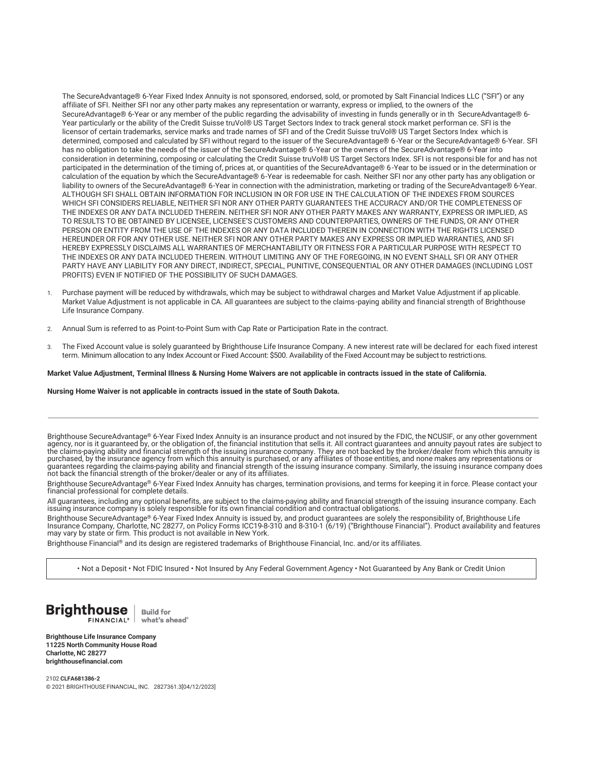The SecureAdvantage® 6-Year Fixed Index Annuity is not sponsored, endorsed, sold, or promoted by Salt Financial Indices LLC ("SFI") or any affiliate of SFI. Neither SFI nor any other party makes any representation or warranty, express or implied, to the owners of the SecureAdvantage® 6-Year or any member of the public regarding the advisability of investing in funds generally or in th SecureAdvantage® 6-Year particularly or the ability of the Credit Suisse truVol® US Target Sectors Index to track general stock market performan ce. SFI is the licensor of certain trademarks, service marks and trade names of SFI and of the Credit Suisse truVol® US Target Sectors Index which is determined, composed and calculated by SFI without regard to the issuer of the SecureAdvantage® 6-Year or the SecureAdvantage® 6-Year. SFI has no obligation to take the needs of the issuer of the SecureAdvantage® 6-Year or the owners of the SecureAdvantage® 6-Year into consideration in determining, composing or calculating the Credit Suisse truVol® US Target Sectors Index. SFI is not responsi ble for and has not participated in the determination of the timing of, prices at, or quantities of the SecureAdvantage® 6-Year to be issued or in the determination or calculation of the equation by which the SecureAdvantage® 6-Year is redeemable for cash. Neither SFI nor any other party has any obligation or liability to owners of the SecureAdvantage® 6-Year in connection with the administration, marketing or trading of the SecureAdvantage® 6-Year. ALTHOUGH SFI SHALL OBTAIN INFORMATION FOR INCLUSION IN OR FOR USE IN THE CALCULATION OF THE INDEXES FROM SOURCES WHICH SFI CONSIDERS RELIABLE, NEITHER SFI NOR ANY OTHER PARTY GUARANTEES THE ACCURACY AND/OR THE COMPLETENESS OF THE INDEXES OR ANY DATA INCLUDED THEREIN. NEITHER SFI NOR ANY OTHER PARTY MAKES ANY WARRANTY, EXPRESS OR IMPLIED, AS TO RESULTS TO BE OBTAINED BY LICENSEE, LICENSEE'S CUSTOMERS AND COUNTERPARTIES, OWNERS OF THE FUNDS, OR ANY OTHER PERSON OR ENTITY FROM THE USE OF THE INDEXES OR ANY DATA INCLUDED THEREIN IN CONNECTION WITH THE RIGHTS LICENSED HEREUNDER OR FOR ANY OTHER USE. NEITHER SFI NOR ANY OTHER PARTY MAKES ANY EXPRESS OR IMPLIED WARRANTIES, AND SFI HEREBY EXPRESSLY DISCLAIMS ALL WARRANTIES OF MERCHANTABILITY OR FITNESS FOR A PARTICULAR PURPOSE WITH RESPECT TO THE INDEXES OR ANY DATA INCLUDED THEREIN. WITHOUT LIMITING ANY OF THE FOREGOING, IN NO EVENT SHALL SFI OR ANY OTHER PARTY HAVE ANY LIABILITY FOR ANY DIRECT, INDIRECT, SPECIAL, PUNITIVE, CONSEQUENTIAL OR ANY OTHER DAMAGES (INCLUDING LOST PROFITS) EVEN IF NOTIFIED OF THE POSSIBILITY OF SUCH DAMAGES.

1. Purchase payment will be reduced by withdrawals, which may be subject to withdrawal charges and Market Value Adjustment if ap plicable. Market Value Adjustment is not applicable in CA. All guarantees are subject to the claims-paying ability and financial strength of Brighthouse Life Insurance Company.
2. Annual Sum is referred to as Point-to-Point Sum with Cap Rate or Participation Rate in the contract.
3. The Fixed Account value is solely guaranteed by Brighthouse Life Insurance Company. A new interest rate will be declared for each fixed interest term. Minimum allocation to any Index Account or Fixed Account: $500. Availability of the Fixed Account may be subject to restrictions.

**Market Value Adjustment, Terminal Illness & Nursing Home Waivers are not applicable in contracts issued in the state of California.**

**Nursing Home Waiver is not applicable in contracts issued in the state of South Dakota.**

---

Brighthouse SecureAdvantage® 6-Year Fixed Index Annuity is an insurance product and not insured by the FDIC, the NCUSIF, or any other government agency, nor is it guaranteed by, or the obligation of, the financial institution that sells it. All contract guarantees and annuity payout rates are subject to the claims-paying ability and financial strength of the issuing insurance company. They are not backed by the broker/dealer from which this annuity is purchased, by the insurance agency from which this annuity is purchased, or any affiliates of those entities, and none makes any representations or guarantees regarding the claims-paying ability and financial strength of the issuing insurance company. Similarly, the issuing insurance company does not back the financial strength of the broker/dealer or any of its affiliates.

Brighthouse SecureAdvantage® 6-Year Fixed Index Annuity has charges, termination provisions, and terms for keeping it in force. Please contact your financial professional for complete details.

All guarantees, including any optional benefits, are subject to the claims-paying ability and financial strength of the issuing insurance company. Each issuing insurance company is solely responsible for its own financial condition and contractual obligations.

Brighthouse SecureAdvantage® 6-Year Fixed Index Annuity is issued by, and product guarantees are solely the responsibility of, Brighthouse Life Insurance Company, Charlotte, NC 28277, on Policy Forms ICC19-8-310 and 8-310-1 (6/19) ("Brighthouse Financial"). Product availability and features may vary by state or firm. This product is not available in New York.

Brighthouse Financial® and its design are registered trademarks of Brighthouse Financial, Inc. and/or its affiliates.

• Not a Deposit • Not FDIC Insured • Not Insured by Any Federal Government Agency • Not Guaranteed by Any Bank or Credit Union

Brighthouse FINANCIAL® | Build for what's ahead®

**Brighthouse Life Insurance Company**
**11225 North Community House Road**
**Charlotte, NC 28277**
**brighthousefinancial.com**

2102 **CLFA681386-2**
© 2021 BRIGHTHOUSE FINANCIAL, INC. 2827361.3[04/12/2023]